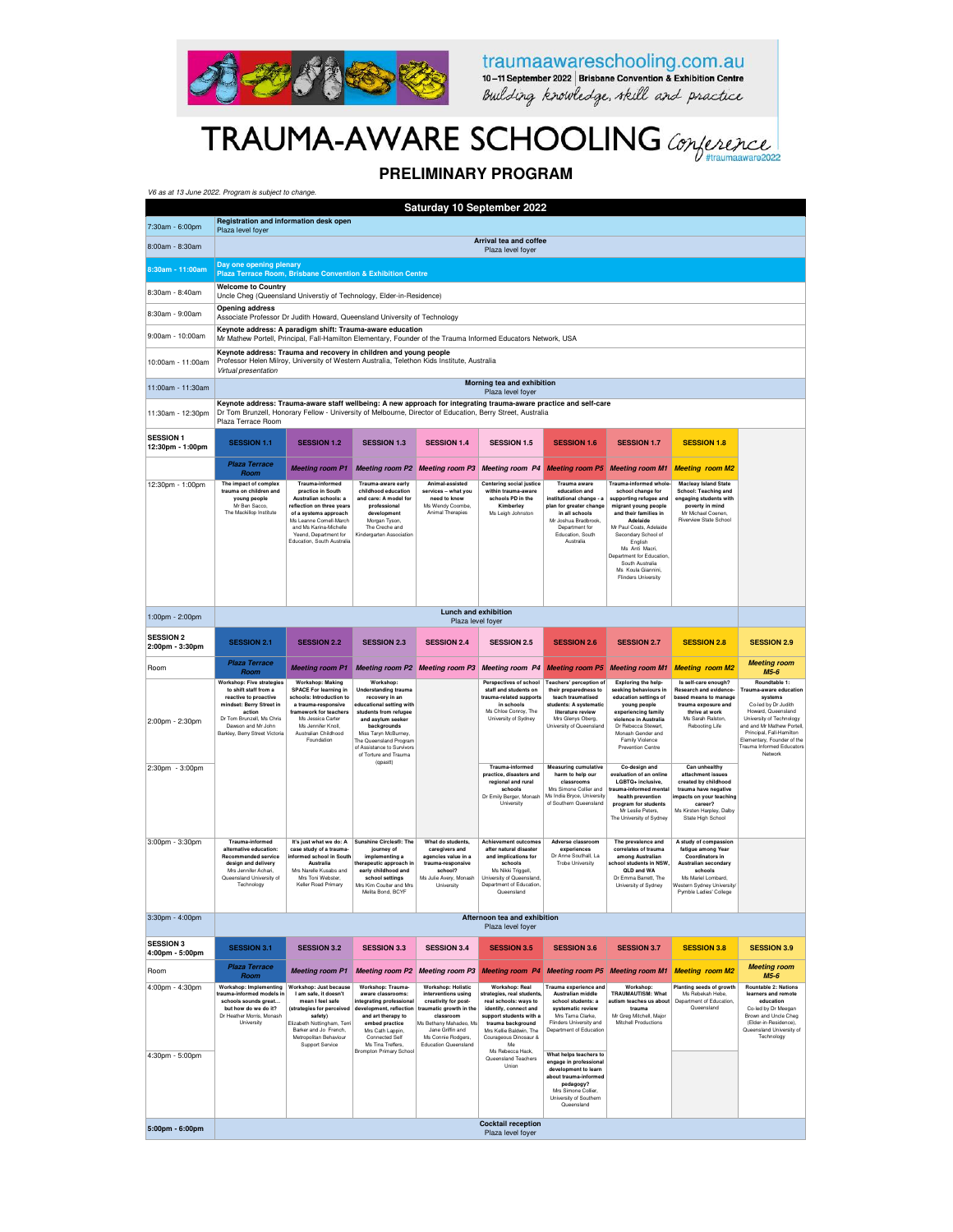traumaawareschooling.com.au
10–11 September 2022 | Brisbane Convention & Exhibition Centre
*Building knowledge, skill and practice*

# TRAUMA-AWARE SCHOOLING *Conference*

#traumaaware2022

## PRELIMINARY PROGRAM

*V6 as at 13 June 2022. Program is subject to change.*

### Saturday 10 September 2022

| Time | Program |
|---|---|
| 7:30am - 6:00pm | **Registration and information desk open** Plaza level foyer |
| 8:00am - 8:30am | **Arrival tea and coffee** Plaza level foyer |
| 8:30am - 11:00am | **Day one opening plenary** Plaza Terrace Room, Brisbane Convention & Exhibition Centre |
| 8:30am - 8:40am | **Welcome to Country** Uncle Cheg (Queensland Universtiy of Technology, Elder-in-Residence) |
| 8:30am - 9:00am | **Opening address** Associate Professor Dr Judith Howard, Queensland University of Technology |
| 9:00am - 10:00am | **Keynote address: A paradigm shift: Trauma-aware education** Mr Mathew Portell, Principal, Fall-Hamilton Elementary, Founder of the Trauma Informed Educators Network, USA |
| 10:00am - 11:00am | **Keynote address: Trauma and recovery in children and young people** Professor Helen Milroy, University of Western Australia, Telethon Kids Institute, Australia *Virtual presentation* |
| 11:00am - 11:30am | **Morning tea and exhibition** Plaza level foyer |
| 11:30am - 12:30pm | **Keynote address: Trauma-aware staff wellbeing: A new approach for integrating trauma-aware practice and self-care** Dr Tom Brunzell, Honorary Fellow - University of Melbourne, Director of Education, Berry Street, Australia. Plaza Terrace Room |

**SESSION 1 12:30pm - 1:00pm**

| | SESSION 1.1 | SESSION 1.2 | SESSION 1.3 | SESSION 1.4 | SESSION 1.5 | SESSION 1.6 | SESSION 1.7 | SESSION 1.8 |
|---|---|---|---|---|---|---|---|---|
| Room | Plaza Terrace Room | Meeting room P1 | Meeting room P2 | Meeting room P3 | Meeting room P4 | Meeting room P5 | Meeting room M1 | Meeting room M2 |
| 12:30pm - 1:00pm | **The impact of complex trauma on children and young people** Mr Ben Sacco, The MacKillop Institute | **Trauma-informed practice in South Australian schools: a reflection on three years of a systems approach** Ms Leanne Cornell-March and Ms Karina-Michelle Yeend, Department for Education, South Australia | **Trauma-aware early childhood education and care: A model for professional development** Morgan Tyson, The Creche and Kindergarten Association | **Animal-assisted services – what you need to know** Ms Wendy Coombe, Animal Therapies | **Centering social justice within trauma-aware schools PD in the Kimberley** Ms Leigh Johnston | **Trauma aware education and institutional change - a plan for greater change in all schools** Mr Joshua Bradbrook, Department for Education, South Australia | **Trauma-informed whole-school change for supporting refugee and migrant young people and their families in Adelaide** Mr Paul Coats, Adelaide Secondary School of English; Ms Anti Macri, Department for Education, South Australia; Ms Koula Giannini, Flinders University | **Macleay Island State School: Teaching and engaging students with poverty in mind** Mr Michael Coenen, Riverview State School |
| 1:00pm - 2:00pm | **Lunch and exhibition** Plaza level foyer | | | | | | | |

**SESSION 2 2:00pm - 3:30pm**

| | SESSION 2.1 | SESSION 2.2 | SESSION 2.3 | SESSION 2.4 | SESSION 2.5 | SESSION 2.6 | SESSION 2.7 | SESSION 2.8 | SESSION 2.9 |
|---|---|---|---|---|---|---|---|---|---|
| Room | Plaza Terrace Room | Meeting room P1 | Meeting room P2 | Meeting room P3 | Meeting room P4 | Meeting room P5 | Meeting room M1 | Meeting room M2 | Meeting room M5-6 |
| 2:00pm - 2:30pm | **Workshop: Five strategies to shift staff from a reactive to proactive mindset: Berry Street in action** Dr Tom Brunzell, Ms Chris Dawson and Mr John Barkley, Berry Street Victoria | **Workshop: Making SPACE for learning in schools: Introduction to a trauma-responsive framework for teachers** Ms Jessica Carter, Ms Jennifer Knoll, Australian Childhood Foundation | **Workshop: Understanding trauma recovery in an educational setting with students from refugee and asylum seeker backgrounds** Miss Taryn McBurney, The Queensland Program of Assistance to Survivors of Torture and Trauma (qpastt) | | **Perspectives of school staff and students on trauma-related supports in schools** Ms Chloe Conroy, The University of Sydney | **Teachers' perception of their preparedness to teach traumatised students: A systematic literature review** Mrs Glenys Oberg, University of Queensland | **Exploring the help-seeking behaviours in education settings of young people experiencing family violence in Australia** Dr Rebecca Stewart, Monash Gender and Family Violence Prevention Centre | **Is self-care enough? Research and evidence-based means to manage trauma exposure and thrive at work** Ms Sarah Ralston, Rebooting Life | **Roundtable 1: Trauma-aware education systems** Co-led by Dr Judith Howard, Queensland University of Technology and Mr Mathew Portell, Principal, Fall-Hamilton Elementary, Founder of the Trauma Informed Educators Network |
| 2:30pm - 3:00pm | | | | | **Trauma-informed practice, disasters and regional and rural schools** Dr Emily Berger, Monash University | **Measuring cumulative harm to help our classrooms** Mrs Simone Collier and Ms India Bryce, University of Southern Queensland | **Co-design and evaluation of an online LGBTQ+ inclusive, trauma-informed mental health prevention program for students** Mr Leslie Peters, The University of Sydney | **Can unhealthy attachment issues created by childhood trauma have negative impacts on your teaching career?** Ms Kirsten Harpley, Dalby State High School | |
| 3:00pm - 3:30pm | **Trauma-informed alternative education: Recommended service design and delivery** Mrs Jennifer Achari, Queensland University of Technology | **It's just what we do: A case study of a trauma-informed school in South Australia** Mrs Narelle Kusabs and Mrs Toni Webster, Keller Road Primary | **Sunshine Circles®: The journey of implementing a therapeutic approach in early childhood and school settings** Mrs Kim Coulter and Mrs Melita Bond, BCYF | **What do students, caregivers and agencies value in a trauma-responsive school?** Ms Julie Avery, Monash University | **Achievement outcomes after natural disaster and implications for schools** Ms Nikki Triggell, University of Queensland, Department of Education, Queensland | **Adverse classroom experiences** Dr Anne Southall, La Trobe University | **The prevalence and correlates of trauma among Australian school students in NSW, QLD and WA** Dr Emma Barrett, The University of Sydney | **A study of compassion fatigue among Year Coordinators in Australian secondary schools** Ms Mariel Lombard, Western Sydney University/ Pymble Ladies' College | |
| 3:30pm - 4:00pm | **Afternoon tea and exhibition** Plaza level foyer | | | | | | | | |

**SESSION 3 4:00pm - 5:00pm**

| | SESSION 3.1 | SESSION 3.2 | SESSION 3.3 | SESSION 3.4 | SESSION 3.5 | SESSION 3.6 | SESSION 3.7 | SESSION 3.8 | SESSION 3.9 |
|---|---|---|---|---|---|---|---|---|---|
| Room | Plaza Terrace Room | Meeting room P1 | Meeting room P2 | Meeting room P3 | Meeting room P4 | Meeting room P5 | Meeting room M1 | Meeting room M2 | Meeting room M5-6 |
| 4:00pm - 4:30pm | **Workshop: Implementing trauma-informed models in schools sounds great... but how do we do it?** Dr Heather Morris, Monash University | **Workshop: Just because I am safe, it doesn't mean I feel safe (strategies for perceived safety)** Elizabeth Nottingham, Terri Barker and Jo French, Metropolitan Behaviour Support Service | **Workshop: Trauma-aware classrooms: integrating professional development, reflection and art therapy to embed practice** Mrs Cath Lappin, Connected Self; Ms Tina Treffers, Brompton Primary School | **Workshop: Holistic interventions using creativity for post-traumatic growth in the classroom** Ms Bethany Mahadeo, Ms Jane Griffin and Ms Connie Rodgers, Education Queensland | **Workshop: Real strategies, real students, real schools: ways to identify, connect and support students with a trauma background** Mrs Kellie Baldwin, The Courageous Dinosaur & Me; Ms Rebecca Hack, Queensland Teachers Union | **Trauma experience and Australian middle school students: a systematic review** Mrs Tama Clarke, Flinders University and Department of Education | **Workshop: TRAUMATISM: What autism teaches us about trauma** Mr Greg Mitchell, Major Mitchell Productions | **Planting seeds of growth** Ms Rebekah Hebe, Department of Education, Queensland | **Roundtable 2: Nations learners and remote education** Co-led by Dr Meegan Brown and Uncle Cheg (Elder-in-Residence), Queensland University of Technology |
| 4:30pm - 5:00pm | | | | | | **What helps teachers to engage in professional development to learn about trauma-informed pedagogy?** Mrs Simone Collier, University of Southern Queensland | | | |
| 5:00pm - 6:00pm | **Cocktail reception** Plaza level foyer | | | | | | | | |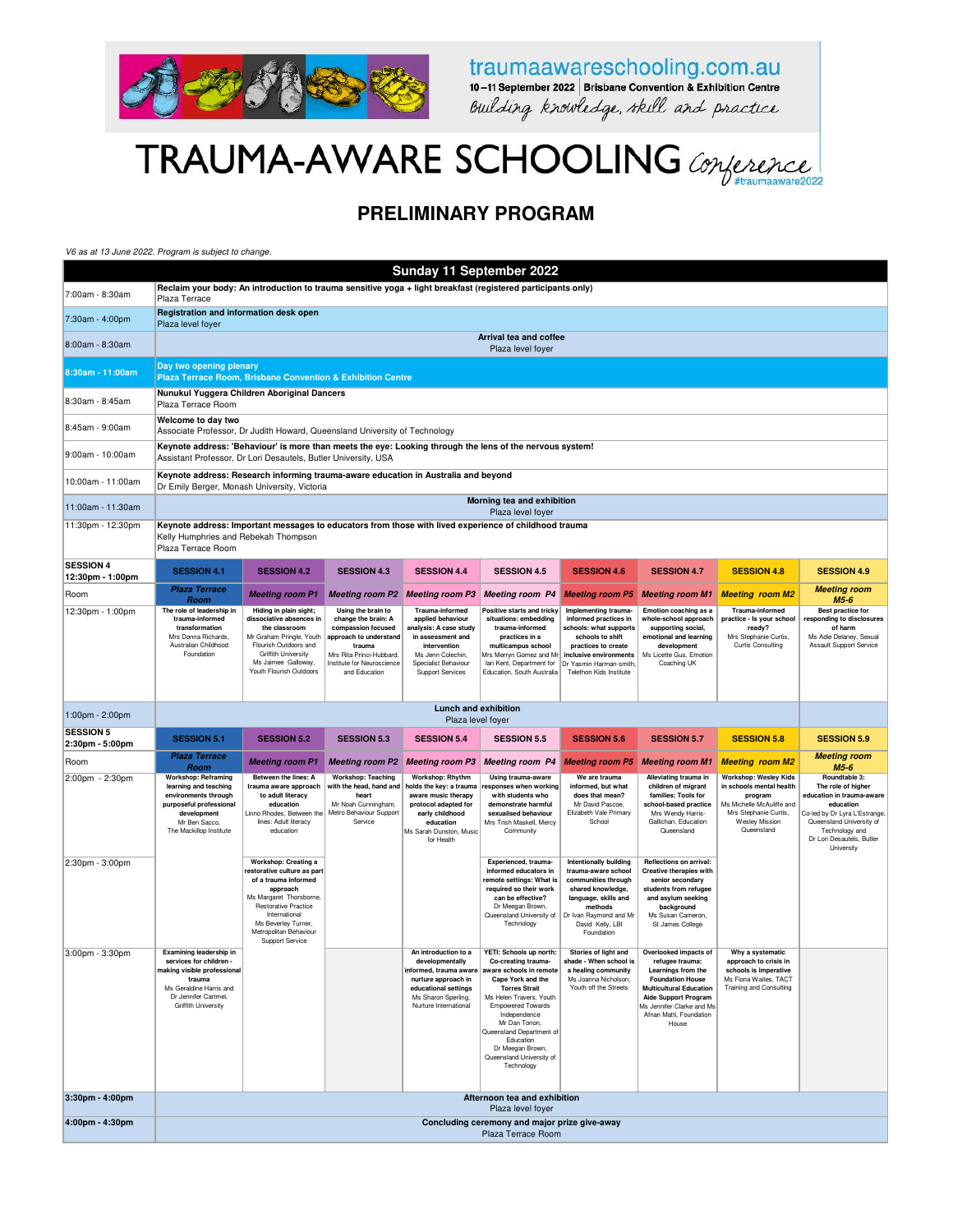traumaawareschooling.com.au
10 –11 September 2022 | Brisbane Convention & Exhibition Centre
Building knowledge, skill and practice

# TRAUMA-AWARE SCHOOLING Conference

#traumaaware2022

## PRELIMINARY PROGRAM

*V6 as at 13 June 2022. Program is subject to change.*

| **Sunday 11 September 2022** | | | | | | | | | |
|---|---|---|---|---|---|---|---|---|---|
| 7:00am - 8:30am | **Reclaim your body: An introduction to trauma sensitive yoga + light breakfast (registered participants only)** Plaza Terrace | | | | | | | | |
| 7:30am - 4:00pm | **Registration and information desk open** Plaza level foyer | | | | | | | | |
| 8:00am - 8:30am | **Arrival tea and coffee** Plaza level foyer | | | | | | | | |
| **8:30am - 11:00am** | **Day two opening plenary** **Plaza Terrace Room, Brisbane Convention & Exhibition Centre** | | | | | | | | |
| 8:30am - 8:45am | **Nunukul Yuggera Children Aboriginal Dancers** Plaza Terrace Room | | | | | | | | |
| 8:45am - 9:00am | **Welcome to day two** Associate Professor, Dr Judith Howard, Queensland University of Technology | | | | | | | | |
| 9:00am - 10:00am | **Keynote address: 'Behaviour' is more than meets the eye: Looking through the lens of the nervous system!** Assistant Professor, Dr Lori Desautels, Butler University, USA | | | | | | | | |
| 10:00am - 11:00am | **Keynote address: Research informing trauma-aware education in Australia and beyond** Dr Emily Berger, Monash University, Victoria | | | | | | | | |
| 11:00am - 11:30am | **Morning tea and exhibition** Plaza level foyer | | | | | | | | |
| 11:30pm - 12:30pm | **Keynote address: Important messages to educators from those with lived experience of childhood trauma** Kelly Humphries and Rebekah Thompson Plaza Terrace Room | | | | | | | | |
| **SESSION 4 12:30pm - 1:00pm** | **SESSION 4.1** | **SESSION 4.2** | **SESSION 4.3** | **SESSION 4.4** | **SESSION 4.5** | **SESSION 4.6** | **SESSION 4.7** | **SESSION 4.8** | **SESSION 4.9** |
| Room | ***Plaza Terrace Room*** | ***Meeting room P1*** | ***Meeting room P2*** | ***Meeting room P3*** | ***Meeting room P4*** | ***Meeting room P5*** | ***Meeting room M1*** | ***Meeting room M2*** | ***Meeting room M5-6*** |
| 12:30pm - 1:00pm | **The role of leadership in trauma-informed transformation** Mrs Donna Richards, Australian Childhood Foundation | **Hiding in plain sight; dissociative absences in the classroom** Mr Graham Pringle, Youth Flourish Outdoors and Griffith University Ms Jaimee Galloway, Youth Flourish Outdoors | **Using the brain to change the brain: A compassion focused approach to understand trauma** Mrs Rita Princi-Hubbard, Institute for Neuroscience and Education | **Trauma-informed applied behaviour analysis: A case study in assessment and intervention** Ms Jenn Colechin, Specialist Behaviour Support Services | **Positive starts and tricky situations: embedding trauma-informed practices in a multicampus school** Mrs Merryn Gomez and Mr Ian Kent, Department for Education, South Australia | **Implementing trauma-informed practices in schools: what supports schools to shift practices to create inclusive environments** Dr Yasmin Harman-smith, Telethon Kids Institute | **Emotion coaching as a whole-school approach supporting social, emotional and learning development** Ms Licette Gus, Emotion Coaching UK | **Trauma-informed practice - Is your school ready?** Mrs Stephanie Curtis, Curtis Consulting | **Best practice for responding to disclosures of harm** Ms Adie Delaney, Sexual Assault Support Service |
| 1:00pm - 2:00pm | **Lunch and exhibition** Plaza level foyer | | | | | | | | |
| **SESSION 5 2:30pm - 5:00pm** | **SESSION 5.1** | **SESSION 5.2** | **SESSION 5.3** | **SESSION 5.4** | **SESSION 5.5** | **SESSION 5.6** | **SESSION 5.7** | **SESSION 5.8** | **SESSION 5.9** |
| Room | ***Plaza Terrace Room*** | ***Meeting room P1*** | ***Meeting room P2*** | ***Meeting room P3*** | ***Meeting room P4*** | ***Meeting room P5*** | ***Meeting room M1*** | ***Meeting room M2*** | ***Meeting room M5-6*** |
| 2:00pm - 2:30pm | **Workshop: Reframing learning and teaching environments through purposeful professional development** Mr Ben Sacco, The Mackillop Institute | **Between the lines: A trauma aware approach to adult literacy education** Linno Rhodes, Between the lines: Adult literacy education | **Workshop: Teaching with the head, hand and heart** Mr Noah Cunningham, Metro Behaviour Support Service | **Workshop: Rhythm holds the key: a trauma aware music therapy protocol adapted for early childhood education** Ms Sarah Dunston, Music for Health | **Using trauma-aware responses when working with students who demonstrate harmful sexualised behaviour** Mrs Trish Maskell, Mercy Community | **We are trauma informed, but what does that mean?** Mr David Pascoe, Elizabeth Vale Primary School | **Alleviating trauma in children of migrant families: Tools for school-based practice** Mrs Wendy Harris-Gallichan, Education Queensland | **Workshop: Wesley Kids in schools mental health program** Ms Michelle McAuliffe and Mrs Stephanie Curtis, Wesley Mission Queensland | **Roundtable 3: The role of higher education in trauma-aware education** Co-led by Dr Lyra L'Estrange, Queensland University of Technology and Dr Lori Desautels, Butler University |
| 2:30pm - 3:00pm | | **Workshop: Creating a restorative culture as part of a trauma informed approach** Ms Margaret Thorsborne, Restorative Practice International Ms Beverley Turner, Metropolitan Behaviour Support Service | | | **Experienced, trauma-informed educators in remote settings: What is required so their work can be effective?** Dr Meegan Brown, Queensland University of Technology | **Intentionally building trauma-aware school communities through shared knowledge, language, skills and methods** Dr Ivan Raymond and Mr David Kelly, LBI Foundation | **Reflections on arrival: Creative therapies with senior secondary students from refugee and asylum seeking background** Ms Susan Cameron, St James College | | |
| 3:00pm - 3:30pm | **Examining leadership in services for children - making visible professional trauma** Ms Geraldine Harris and Dr Jennifer Cartmel, Griffith University | | | **An introduction to a developmentally informed, trauma aware nurture approach in educational settings** Ms Sharon Sperling, Nurture International | **YETI: Schools up north: Co-creating trauma-aware schools in remote Cape York and the Torres Strait** Ms Helen Travers, Youth Empowered Towards Independence Mr Dan Tonon, Queensland Department of Education Dr Meegan Brown, Queensland University of Technology | **Stories of light and shade - When school is a healing community** Ms Joanna Nicholson, Youth off the Streets | **Overlooked impacts of refugee trauma: Learnings from the Foundation House Multicultural Education Aide Support Program** Ms Jennifer Clarke and Ms Afnan Matti, Foundation House | **Why a systematic approach to crisis in schools is imperative** Ms Fiona Waites, TACT Training and Consulting | |
| **3:30pm - 4:00pm** | **Afternoon tea and exhibition** Plaza level foyer | | | | | | | | |
| **4:00pm - 4:30pm** | **Concluding ceremony and major prize give-away** Plaza Terrace Room | | | | | | | | |